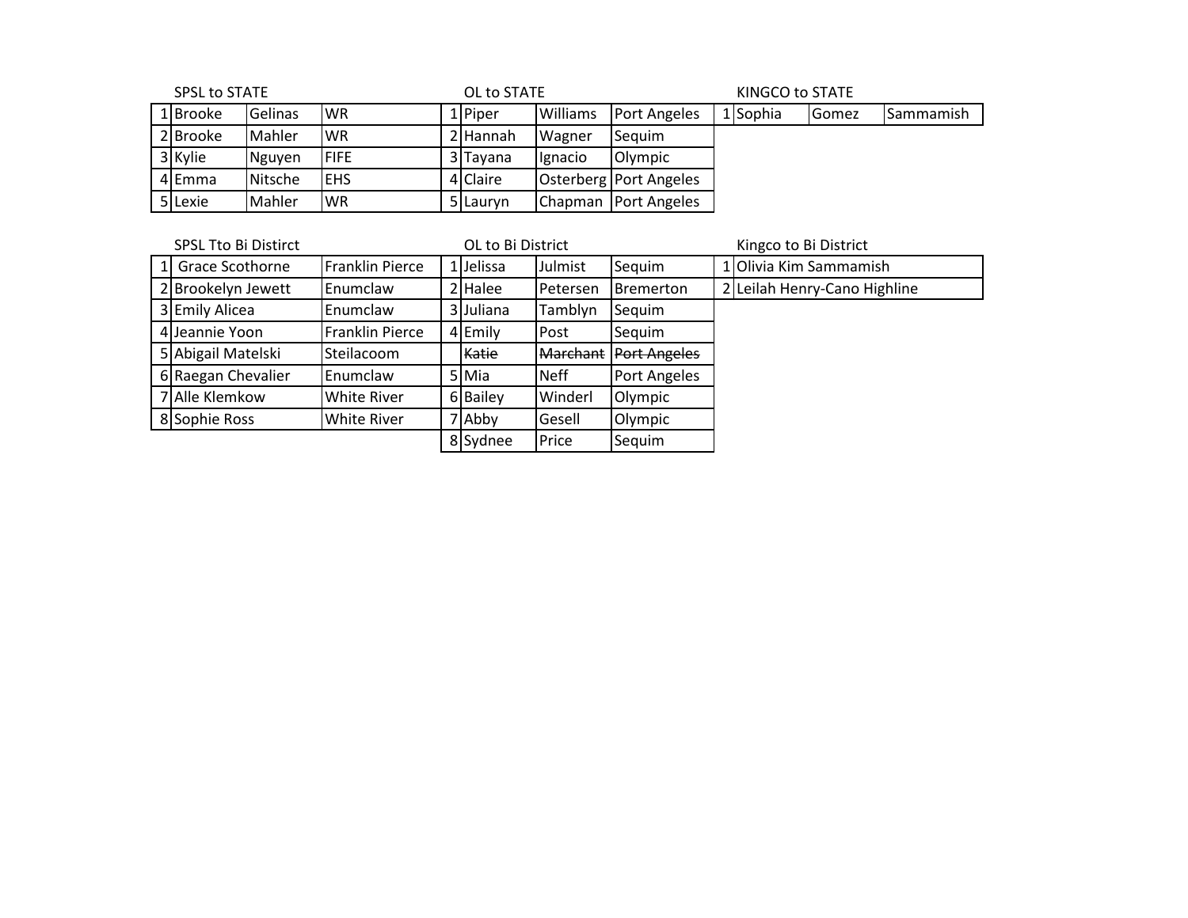SPSL to STATE

| # | First | Last | School |
|---|---|---|---|
| 1 | Brooke | Gelinas | WR |
| 2 | Brooke | Mahler | WR |
| 3 | Kylie | Nguyen | FIFE |
| 4 | Emma | Nitsche | EHS |
| 5 | Lexie | Mahler | WR |

OL to STATE

| # | First | Last | School |
|---|---|---|---|
| 1 | Piper | Williams | Port Angeles |
| 2 | Hannah | Wagner | Sequim |
| 3 | Tayana | Ignacio | Olympic |
| 4 | Claire | Osterberg | Port Angeles |
| 5 | Lauryn | Chapman | Port Angeles |

KINGCO to STATE

| # | First | Last | School |
|---|---|---|---|
| 1 | Sophia | Gomez | Sammamish |

SPSL Tto Bi Distirct

| # | Name | School |
|---|---|---|
| 1 | Grace Scothorne | Franklin Pierce |
| 2 | Brookelyn Jewett | Enumclaw |
| 3 | Emily Alicea | Enumclaw |
| 4 | Jeannie Yoon | Franklin Pierce |
| 5 | Abigail Matelski | Steilacoom |
| 6 | Raegan Chevalier | Enumclaw |
| 7 | Alle Klemkow | White River |
| 8 | Sophie Ross | White River |

OL to Bi District

| # | First | Last | School |
|---|---|---|---|
| 1 | Jelissa | Julmist | Sequim |
| 2 | Halee | Petersen | Bremerton |
| 3 | Juliana | Tamblyn | Sequim |
| 4 | Emily | Post | Sequim |
| | ~~Katie~~ | ~~Marchant~~ | ~~Port Angeles~~ |
| 5 | Mia | Neff | Port Angeles |
| 6 | Bailey | Winderl | Olympic |
| 7 | Abby | Gesell | Olympic |
| 8 | Sydnee | Price | Sequim |

Kingco to Bi District

| # | Name |
|---|---|
| 1 | Olivia Kim Sammamish |
| 2 | Leilah Henry-Cano Highline |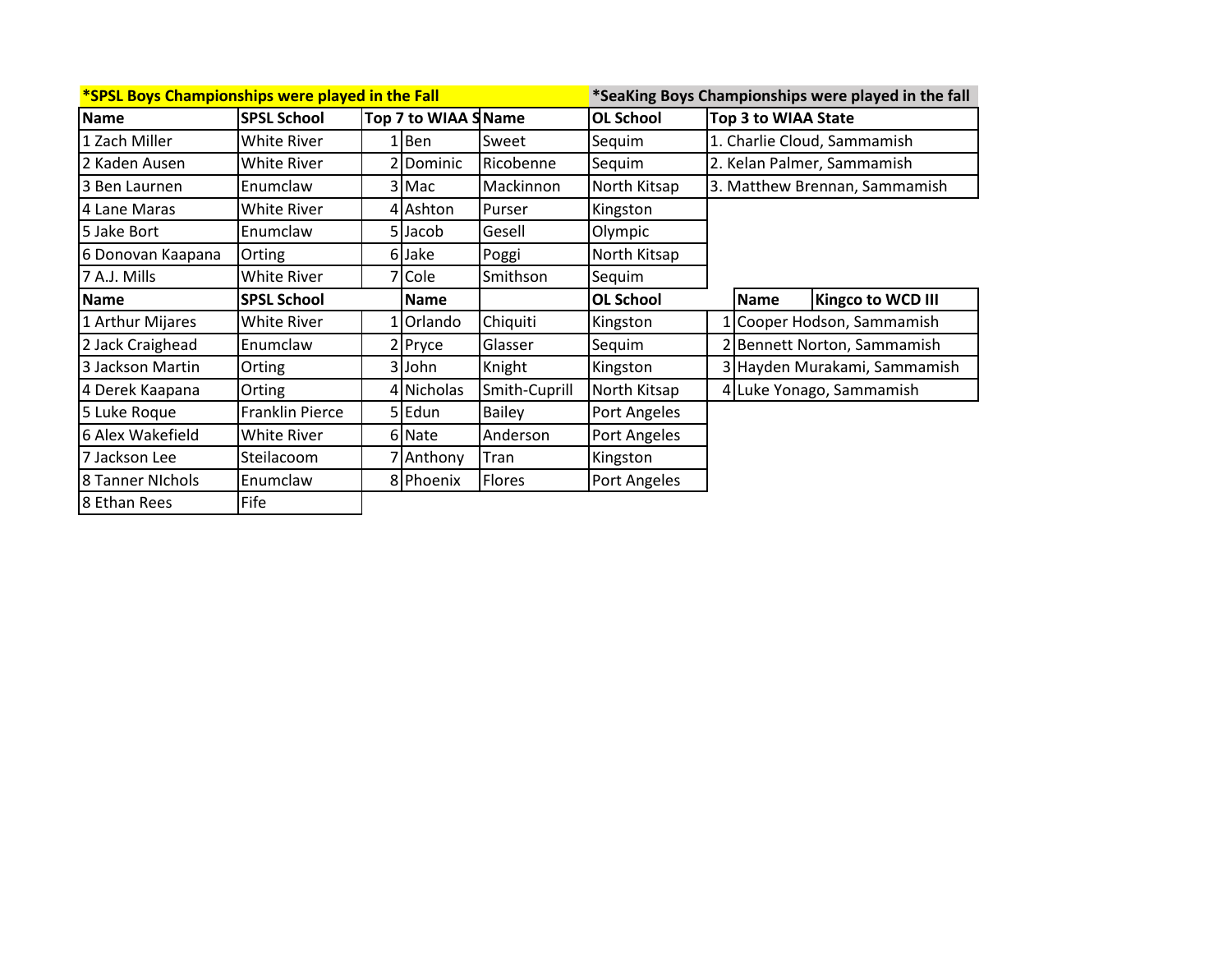| *SPSL Boys Championships were played in the Fall | | | | | | *SeaKing Boys Championships were played in the fall | |
|---|---|---|---|---|---|---|---|
| **Name** | **SPSL School** | **Top 7 to WIAA S** | **Name** | | **OL School** | **Top 3 to WIAA State** | |
| 1 Zach Miller | White River | 1 | Ben | Sweet | Sequim | 1. Charlie Cloud, Sammamish | |
| 2 Kaden Ausen | White River | 2 | Dominic | Ricobenne | Sequim | 2. Kelan Palmer, Sammamish | |
| 3 Ben Laurnen | Enumclaw | 3 | Mac | Mackinnon | North Kitsap | 3. Matthew Brennan, Sammamish | |
| 4 Lane Maras | White River | 4 | Ashton | Purser | Kingston | | |
| 5 Jake Bort | Enumclaw | 5 | Jacob | Gesell | Olympic | | |
| 6 Donovan Kaapana | Orting | 6 | Jake | Poggi | North Kitsap | | |
| 7 A.J. Mills | White River | 7 | Cole | Smithson | Sequim | | |
| **Name** | **SPSL School** | | **Name** | | **OL School** | **Name** | **Kingco to WCD III** |
| 1 Arthur Mijares | White River | 1 | Orlando | Chiquiti | Kingston | 1 | Cooper Hodson, Sammamish |
| 2 Jack Craighead | Enumclaw | 2 | Pryce | Glasser | Sequim | 2 | Bennett Norton, Sammamish |
| 3 Jackson Martin | Orting | 3 | John | Knight | Kingston | 3 | Hayden Murakami, Sammamish |
| 4 Derek Kaapana | Orting | 4 | Nicholas | Smith-Cuprill | North Kitsap | 4 | Luke Yonago, Sammamish |
| 5 Luke Roque | Franklin Pierce | 5 | Edun | Bailey | Port Angeles | | |
| 6 Alex Wakefield | White River | 6 | Nate | Anderson | Port Angeles | | |
| 7 Jackson Lee | Steilacoom | 7 | Anthony | Tran | Kingston | | |
| 8 Tanner NIchols | Enumclaw | 8 | Phoenix | Flores | Port Angeles | | |
| 8 Ethan Rees | Fife | | | | | | |